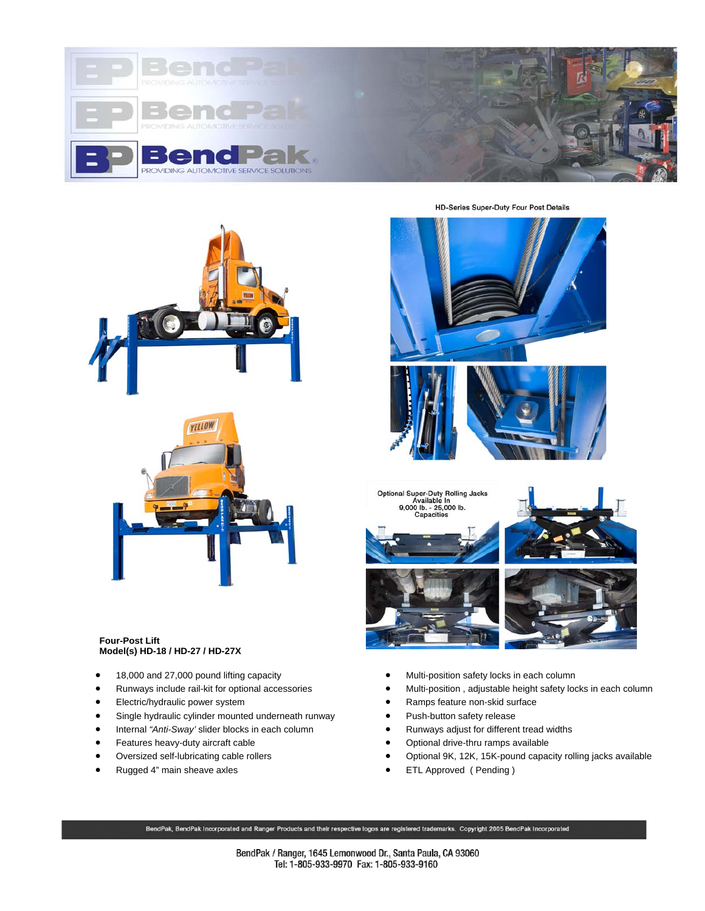HD-Series Super-Duty Four Post Details

Optional Super-Duty Rolling Jacks Available In 9,000 lb. - 25,000 lb. Capacities

**Four-Post Lift**
**Model(s) HD-18 / HD-27 / HD-27X**

- 18,000 and 27,000 pound lifting capacity
- Runways include rail-kit for optional accessories
- Electric/hydraulic power system
- Single hydraulic cylinder mounted underneath runway
- Internal *"Anti-Sway"* slider blocks in each column
- Features heavy-duty aircraft cable
- Oversized self-lubricating cable rollers
- Rugged 4" main sheave axles
- Multi-position safety locks in each column
- Multi-position , adjustable height safety locks in each column
- Ramps feature non-skid surface
- Push-button safety release
- Runways adjust for different tread widths
- Optional drive-thru ramps available
- Optional 9K, 12K, 15K-pound capacity rolling jacks available
- ETL Approved ( Pending )

BendPak, BendPak Incorporated and Ranger Products and their respective logos are registered trademarks. Copyright 2005 BendPak Incorporated

BendPak / Ranger, 1645 Lemonwood Dr., Santa Paula, CA 93060
Tel: 1-805-933-9970 Fax: 1-805-933-9160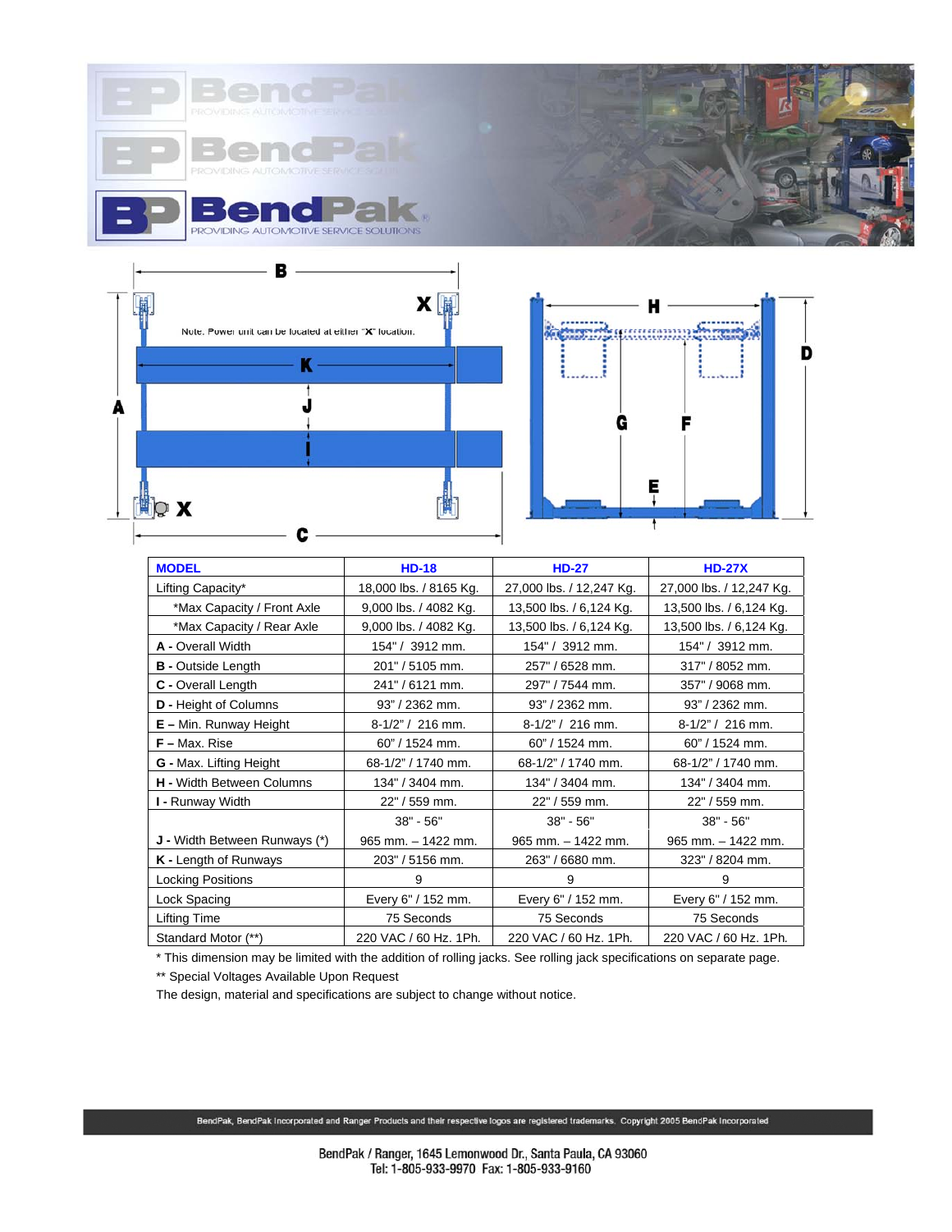Note: Power unit can be located at either "X" location.

| MODEL | HD-18 | HD-27 | HD-27X |
|---|---|---|---|
| Lifting Capacity* | 18,000 lbs. / 8165 Kg. | 27,000 lbs. / 12,247 Kg. | 27,000 lbs. / 12,247 Kg. |
| *Max Capacity / Front Axle | 9,000 lbs. / 4082 Kg. | 13,500 lbs. / 6,124 Kg. | 13,500 lbs. / 6,124 Kg. |
| *Max Capacity / Rear Axle | 9,000 lbs. / 4082 Kg. | 13,500 lbs. / 6,124 Kg. | 13,500 lbs. / 6,124 Kg. |
| **A -** Overall Width | 154" / 3912 mm. | 154" / 3912 mm. | 154" / 3912 mm. |
| **B -** Outside Length | 201" / 5105 mm. | 257" / 6528 mm. | 317" / 8052 mm. |
| **C -** Overall Length | 241" / 6121 mm. | 297" / 7544 mm. | 357" / 9068 mm. |
| **D -** Height of Columns | 93" / 2362 mm. | 93" / 2362 mm. | 93" / 2362 mm. |
| **E –** Min. Runway Height | 8-1/2" / 216 mm. | 8-1/2" / 216 mm. | 8-1/2" / 216 mm. |
| **F –** Max. Rise | 60" / 1524 mm. | 60" / 1524 mm. | 60" / 1524 mm. |
| **G -** Max. Lifting Height | 68-1/2" / 1740 mm. | 68-1/2" / 1740 mm. | 68-1/2" / 1740 mm. |
| **H -** Width Between Columns | 134" / 3404 mm. | 134" / 3404 mm. | 134" / 3404 mm. |
| **I -** Runway Width | 22" / 559 mm. | 22" / 559 mm. | 22" / 559 mm. |
| **J -** Width Between Runways (*) | 38" - 56" 965 mm. – 1422 mm. | 38" - 56" 965 mm. – 1422 mm. | 38" - 56" 965 mm. – 1422 mm. |
| **K -** Length of Runways | 203" / 5156 mm. | 263" / 6680 mm. | 323" / 8204 mm. |
| Locking Positions | 9 | 9 | 9 |
| Lock Spacing | Every 6" / 152 mm. | Every 6" / 152 mm. | Every 6" / 152 mm. |
| Lifting Time | 75 Seconds | 75 Seconds | 75 Seconds |
| Standard Motor (**) | 220 VAC / 60 Hz. 1Ph. | 220 VAC / 60 Hz. 1Ph. | 220 VAC / 60 Hz. 1Ph. |

* This dimension may be limited with the addition of rolling jacks. See rolling jack specifications on separate page.

** Special Voltages Available Upon Request

The design, material and specifications are subject to change without notice.

BendPak, BendPak Incorporated and Ranger Products and their respective logos are registered trademarks. Copyright 2005 BendPak Incorporated

BendPak / Ranger, 1645 Lemonwood Dr., Santa Paula, CA 93060
Tel: 1-805-933-9970 Fax: 1-805-933-9160